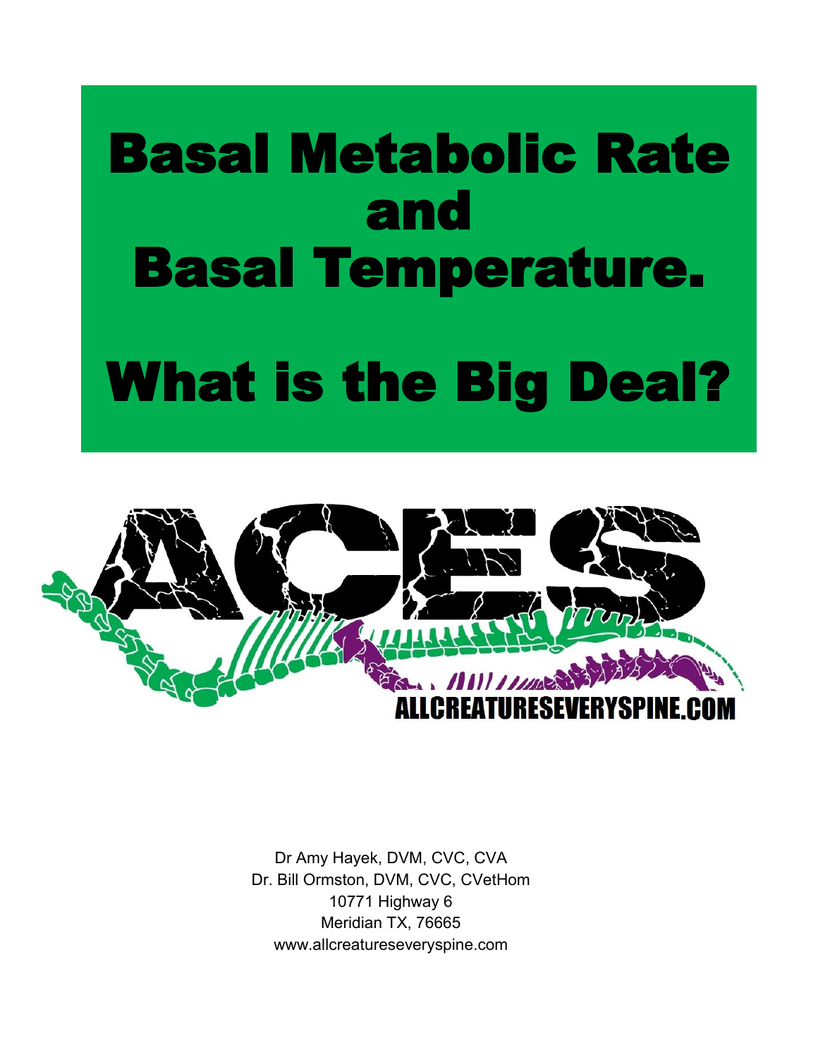# Basal Metabolic Rate and Basal Temperature.

# What is the Big Deal?

ACES

ALLCREATURESEVERYSPINE.COM

Dr Amy Hayek, DVM, CVC, CVA
Dr. Bill Ormston, DVM, CVC, CVetHom
10771 Highway 6
Meridian TX, 76665
www.allcreatureseveryspine.com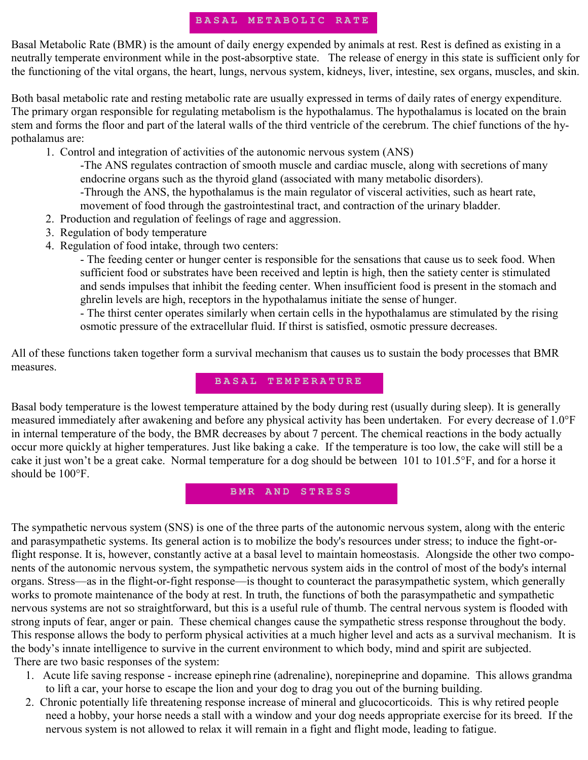## BASAL METABOLIC RATE

Basal Metabolic Rate (BMR) is the amount of daily energy expended by animals at rest. Rest is defined as existing in a neutrally temperate environment while in the post-absorptive state. The release of energy in this state is sufficient only for the functioning of the vital organs, the heart, lungs, nervous system, kidneys, liver, intestine, sex organs, muscles, and skin.

Both basal metabolic rate and resting metabolic rate are usually expressed in terms of daily rates of energy expenditure. The primary organ responsible for regulating metabolism is the hypothalamus. The hypothalamus is located on the brain stem and forms the floor and part of the lateral walls of the third ventricle of the cerebrum. The chief functions of the hypothalamus are:

1. Control and integration of activities of the autonomic nervous system (ANS)
   - The ANS regulates contraction of smooth muscle and cardiac muscle, along with secretions of many endocrine organs such as the thyroid gland (associated with many metabolic disorders).
   - Through the ANS, the hypothalamus is the main regulator of visceral activities, such as heart rate, movement of food through the gastrointestinal tract, and contraction of the urinary bladder.
2. Production and regulation of feelings of rage and aggression.
3. Regulation of body temperature
4. Regulation of food intake, through two centers:
   - The feeding center or hunger center is responsible for the sensations that cause us to seek food. When sufficient food or substrates have been received and leptin is high, then the satiety center is stimulated and sends impulses that inhibit the feeding center. When insufficient food is present in the stomach and ghrelin levels are high, receptors in the hypothalamus initiate the sense of hunger.
   - The thirst center operates similarly when certain cells in the hypothalamus are stimulated by the rising osmotic pressure of the extracellular fluid. If thirst is satisfied, osmotic pressure decreases.

All of these functions taken together form a survival mechanism that causes us to sustain the body processes that BMR measures.

## BASAL TEMPERATURE

Basal body temperature is the lowest temperature attained by the body during rest (usually during sleep). It is generally measured immediately after awakening and before any physical activity has been undertaken. For every decrease of 1.0°F in internal temperature of the body, the BMR decreases by about 7 percent. The chemical reactions in the body actually occur more quickly at higher temperatures. Just like baking a cake. If the temperature is too low, the cake will still be a cake it just won't be a great cake. Normal temperature for a dog should be between 101 to 101.5°F, and for a horse it should be 100°F.

## BMR AND STRESS

The sympathetic nervous system (SNS) is one of the three parts of the autonomic nervous system, along with the enteric and parasympathetic systems. Its general action is to mobilize the body's resources under stress; to induce the fight-or-flight response. It is, however, constantly active at a basal level to maintain homeostasis. Alongside the other two components of the autonomic nervous system, the sympathetic nervous system aids in the control of most of the body's internal organs. Stress—as in the flight-or-fight response—is thought to counteract the parasympathetic system, which generally works to promote maintenance of the body at rest. In truth, the functions of both the parasympathetic and sympathetic nervous systems are not so straightforward, but this is a useful rule of thumb. The central nervous system is flooded with strong inputs of fear, anger or pain. These chemical changes cause the sympathetic stress response throughout the body. This response allows the body to perform physical activities at a much higher level and acts as a survival mechanism. It is the body's innate intelligence to survive in the current environment to which body, mind and spirit are subjected.

There are two basic responses of the system:

1. Acute life saving response - increase epinephrine (adrenaline), norepineprine and dopamine. This allows grandma to lift a car, your horse to escape the lion and your dog to drag you out of the burning building.
2. Chronic potentially life threatening response increase of mineral and glucocorticoids. This is why retired people need a hobby, your horse needs a stall with a window and your dog needs appropriate exercise for its breed. If the nervous system is not allowed to relax it will remain in a fight and flight mode, leading to fatigue.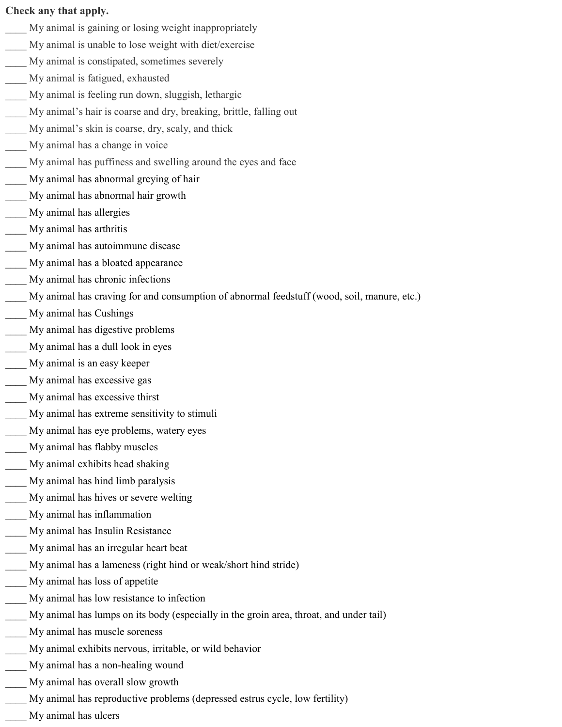**Check any that apply.**

_____ My animal is gaining or losing weight inappropriately
_____ My animal is unable to lose weight with diet/exercise
_____ My animal is constipated, sometimes severely
_____ My animal is fatigued, exhausted
_____ My animal is feeling run down, sluggish, lethargic
_____ My animal's hair is coarse and dry, breaking, brittle, falling out
_____ My animal's skin is coarse, dry, scaly, and thick
_____ My animal has a change in voice
_____ My animal has puffiness and swelling around the eyes and face
_____ My animal has abnormal greying of hair
_____ My animal has abnormal hair growth
_____ My animal has allergies
_____ My animal has arthritis
_____ My animal has autoimmune disease
_____ My animal has a bloated appearance
_____ My animal has chronic infections
_____ My animal has craving for and consumption of abnormal feedstuff (wood, soil, manure, etc.)
_____ My animal has Cushings
_____ My animal has digestive problems
_____ My animal has a dull look in eyes
_____ My animal is an easy keeper
_____ My animal has excessive gas
_____ My animal has excessive thirst
_____ My animal has extreme sensitivity to stimuli
_____ My animal has eye problems, watery eyes
_____ My animal has flabby muscles
_____ My animal exhibits head shaking
_____ My animal has hind limb paralysis
_____ My animal has hives or severe welting
_____ My animal has inflammation
_____ My animal has Insulin Resistance
_____ My animal has an irregular heart beat
_____ My animal has a lameness (right hind or weak/short hind stride)
_____ My animal has loss of appetite
_____ My animal has low resistance to infection
_____ My animal has lumps on its body (especially in the groin area, throat, and under tail)
_____ My animal has muscle soreness
_____ My animal exhibits nervous, irritable, or wild behavior
_____ My animal has a non-healing wound
_____ My animal has overall slow growth
_____ My animal has reproductive problems (depressed estrus cycle, low fertility)
_____ My animal has ulcers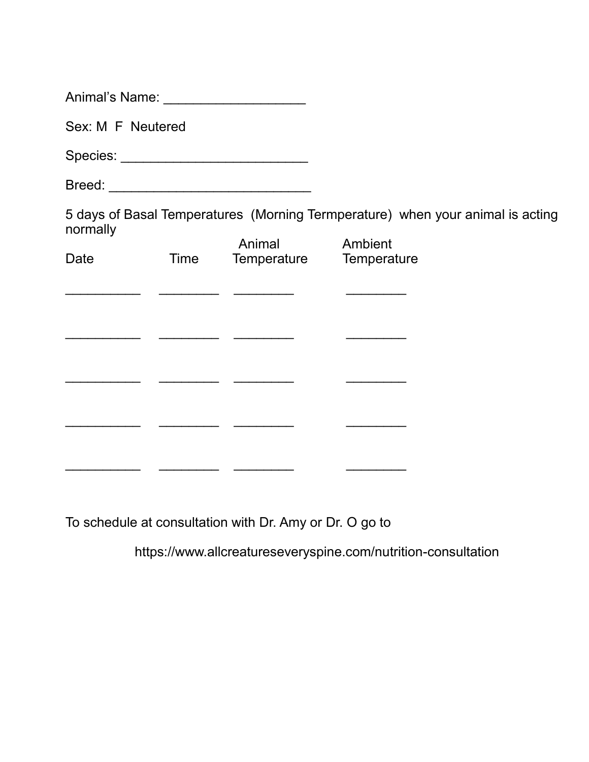Animal's Name: ___________________

Sex: M  F  Neutered

Species: _________________________

Breed: ___________________________

5 days of Basal Temperatures  (Morning Termperature)  when your animal is acting normally

| Date | Time | Animal Temperature | Ambient Temperature |
|---|---|---|---|
| __________ | ________ | ________ | ________ |
| __________ | ________ | ________ | ________ |
| __________ | ________ | ________ | ________ |
| __________ | ________ | ________ | ________ |
| __________ | ________ | ________ | ________ |

To schedule at consultation with Dr. Amy or Dr. O go to

https://www.allcreatureseveryspine.com/nutrition-consultation